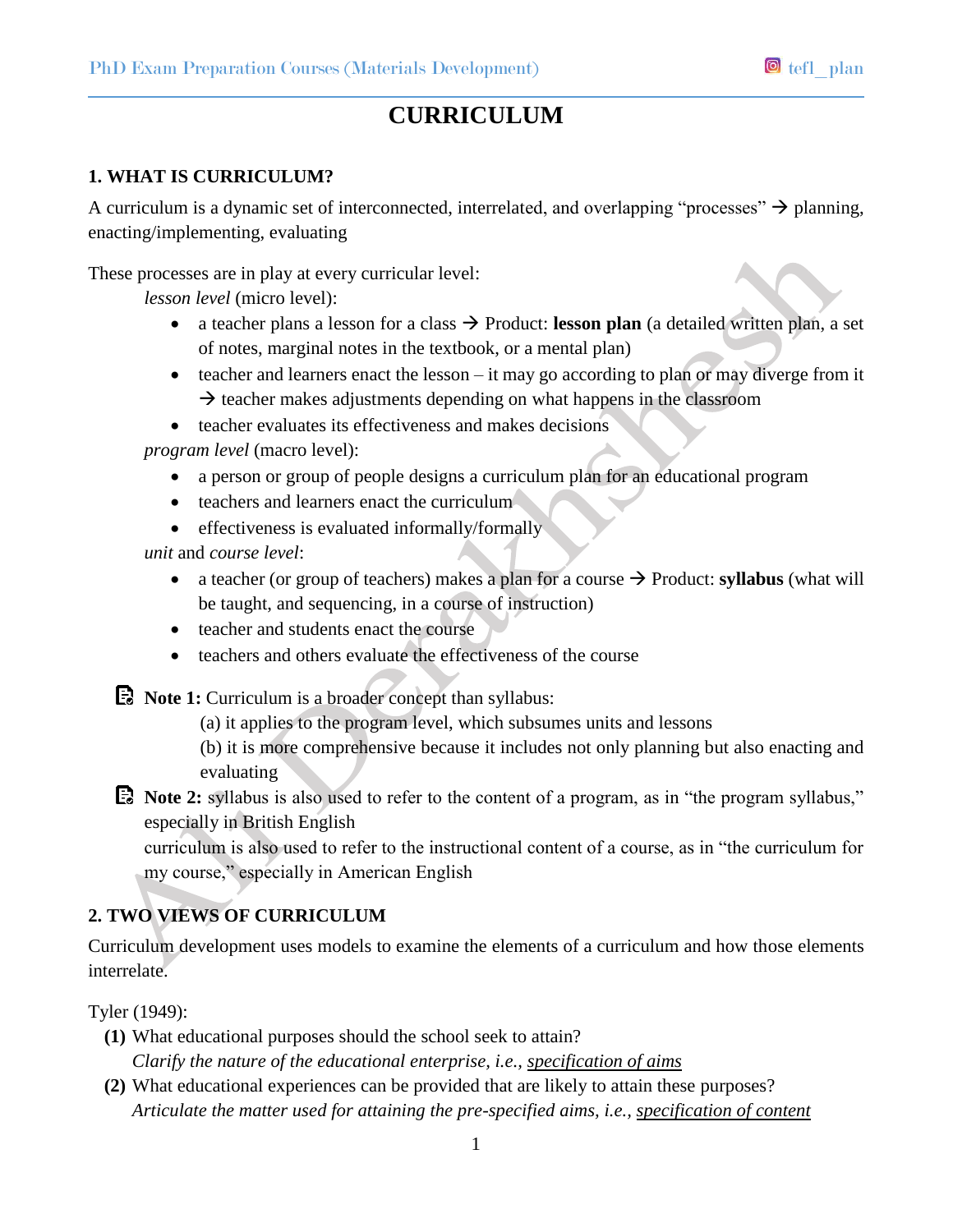# CURRICULUM

## 1. WHAT IS CURRICULUM?

A curriculum is a dynamic set of interconnected, interrelated, and overlapping "processes" → planning, enacting/implementing, evaluating

These processes are in play at every curricular level:

*lesson level* (micro level):

- a teacher plans a lesson for a class → Product: **lesson plan** (a detailed written plan, a set of notes, marginal notes in the textbook, or a mental plan)
- teacher and learners enact the lesson – it may go according to plan or may diverge from it → teacher makes adjustments depending on what happens in the classroom
- teacher evaluates its effectiveness and makes decisions

*program level* (macro level):

- a person or group of people designs a curriculum plan for an educational program
- teachers and learners enact the curriculum
- effectiveness is evaluated informally/formally

*unit* and *course level*:

- a teacher (or group of teachers) makes a plan for a course → Product: **syllabus** (what will be taught, and sequencing, in a course of instruction)
- teacher and students enact the course
- teachers and others evaluate the effectiveness of the course

**Note 1:** Curriculum is a broader concept than syllabus:

(a) it applies to the program level, which subsumes units and lessons

(b) it is more comprehensive because it includes not only planning but also enacting and evaluating

**Note 2:** syllabus is also used to refer to the content of a program, as in "the program syllabus," especially in British English

curriculum is also used to refer to the instructional content of a course, as in "the curriculum for my course," especially in American English

## 2. TWO VIEWS OF CURRICULUM

Curriculum development uses models to examine the elements of a curriculum and how those elements interrelate.

Tyler (1949):

**(1)** What educational purposes should the school seek to attain?
*Clarify the nature of the educational enterprise, i.e., specification of aims*

**(2)** What educational experiences can be provided that are likely to attain these purposes?
*Articulate the matter used for attaining the pre-specified aims, i.e., specification of content*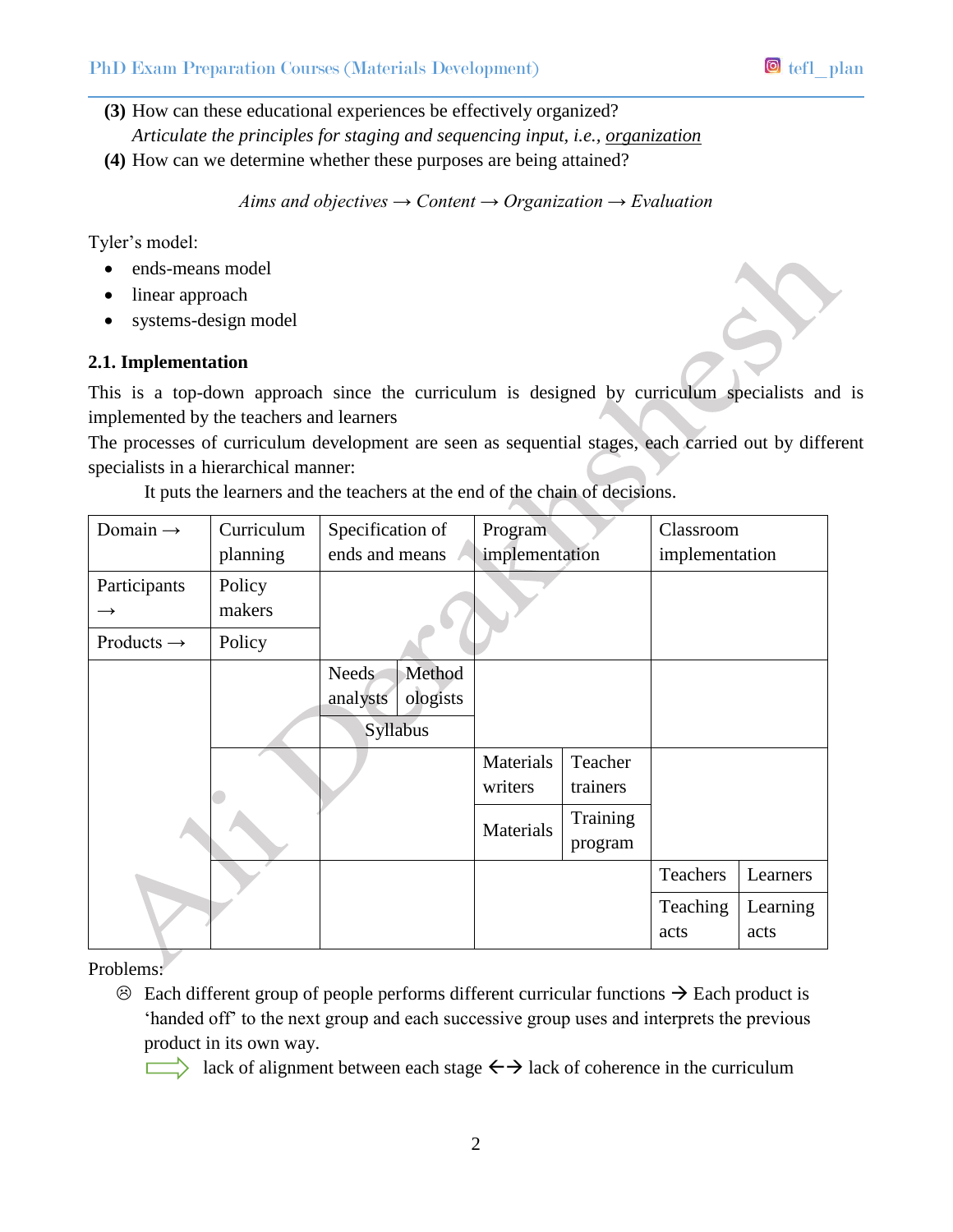**(3)** How can these educational experiences be effectively organized?
*Articulate the principles for staging and sequencing input, i.e., organization*

**(4)** How can we determine whether these purposes are being attained?

*Aims and objectives → Content → Organization → Evaluation*

Tyler's model:

- ends-means model
- linear approach
- systems-design model

### 2.1. Implementation

This is a top-down approach since the curriculum is designed by curriculum specialists and is implemented by the teachers and learners

The processes of curriculum development are seen as sequential stages, each carried out by different specialists in a hierarchical manner:

It puts the learners and the teachers at the end of the chain of decisions.

| Domain → | Curriculum planning | Specification of ends and means | | Program implementation | | Classroom implementation | |
|---|---|---|---|---|---|---|---|
| Participants → | Policy makers | | | | | | |
| Products → | Policy | | | | | | |
| | | Needs analysts | Methodologists | | | | |
| | | Syllabus | | | | | |
| | | | | Materials writers | Teacher trainers | | |
| | | | | Materials | Training program | | |
| | | | | | | Teachers | Learners |
| | | | | | | Teaching acts | Learning acts |

Problems:

☹ Each different group of people performs different curricular functions → Each product is 'handed off' to the next group and each successive group uses and interprets the previous product in its own way.

⇨ lack of alignment between each stage ←→ lack of coherence in the curriculum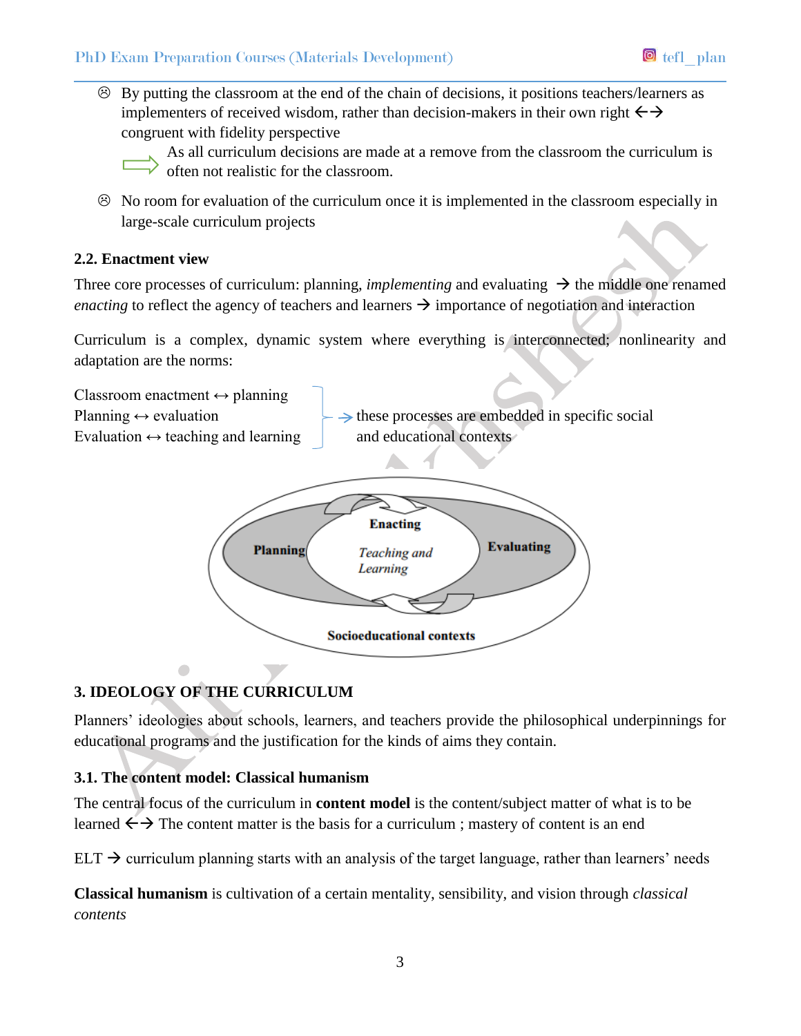- ☹ By putting the classroom at the end of the chain of decisions, it positions teachers/learners as implementers of received wisdom, rather than decision-makers in their own right ←→ congruent with fidelity perspective

  ⇨ As all curriculum decisions are made at a remove from the classroom the curriculum is often not realistic for the classroom.

- ☹ No room for evaluation of the curriculum once it is implemented in the classroom especially in large-scale curriculum projects

### 2.2. Enactment view

Three core processes of curriculum: planning, *implementing* and evaluating → the middle one renamed *enacting* to reflect the agency of teachers and learners → importance of negotiation and interaction

Curriculum is a complex, dynamic system where everything is interconnected; nonlinearity and adaptation are the norms:

Classroom enactment ↔ planning
Planning ↔ evaluation
Evaluation ↔ teaching and learning

→ these processes are embedded in specific social and educational contexts

Planning — Enacting (Teaching and Learning) — Evaluating

Socioeducational contexts

## 3. IDEOLOGY OF THE CURRICULUM

Planners' ideologies about schools, learners, and teachers provide the philosophical underpinnings for educational programs and the justification for the kinds of aims they contain.

### 3.1. The content model: Classical humanism

The central focus of the curriculum in **content model** is the content/subject matter of what is to be learned ←→ The content matter is the basis for a curriculum ; mastery of content is an end

ELT → curriculum planning starts with an analysis of the target language, rather than learners' needs

**Classical humanism** is cultivation of a certain mentality, sensibility, and vision through *classical contents*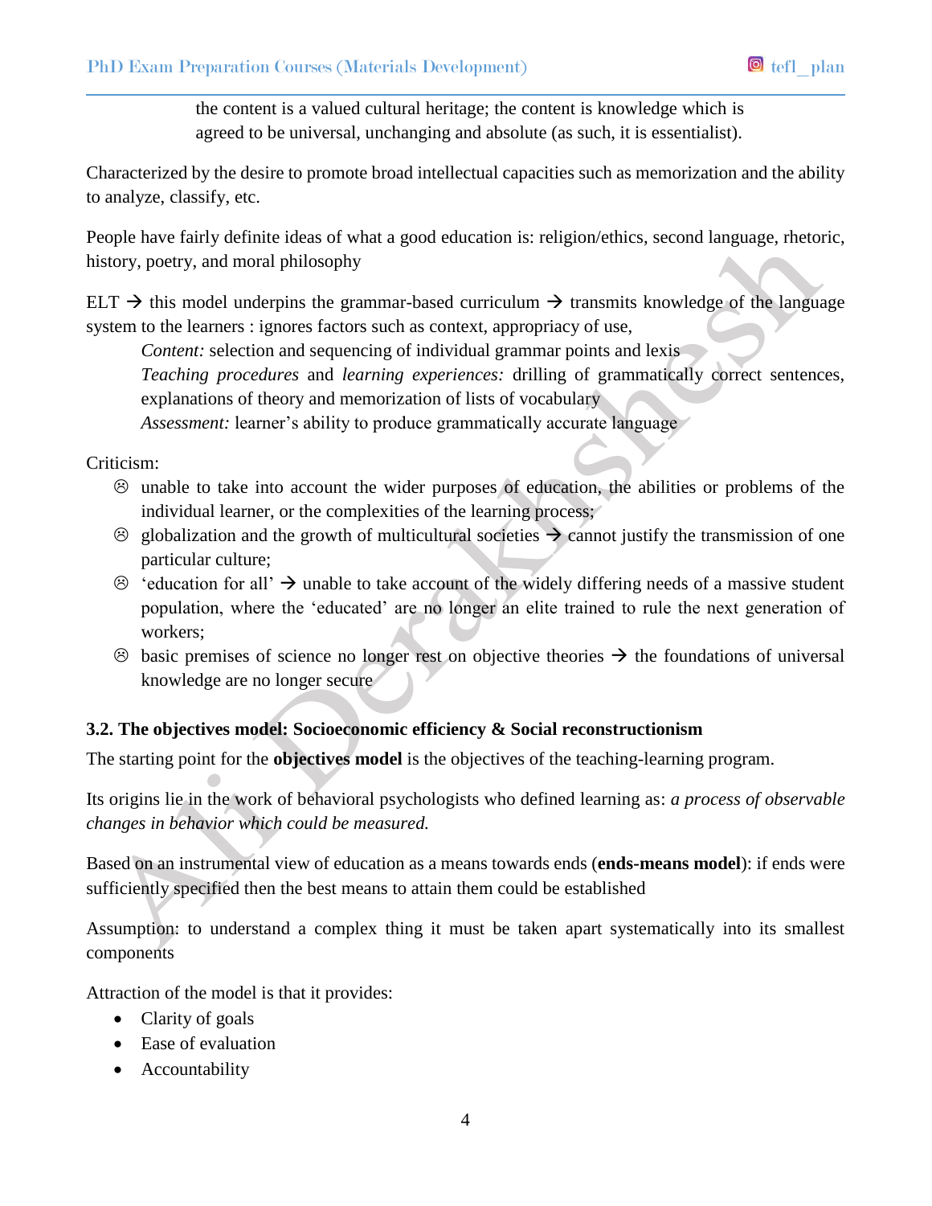the content is a valued cultural heritage; the content is knowledge which is agreed to be universal, unchanging and absolute (as such, it is essentialist).

Characterized by the desire to promote broad intellectual capacities such as memorization and the ability to analyze, classify, etc.

People have fairly definite ideas of what a good education is: religion/ethics, second language, rhetoric, history, poetry, and moral philosophy

ELT → this model underpins the grammar-based curriculum → transmits knowledge of the language system to the learners : ignores factors such as context, appropriacy of use,

*Content:* selection and sequencing of individual grammar points and lexis
*Teaching procedures* and *learning experiences:* drilling of grammatically correct sentences, explanations of theory and memorization of lists of vocabulary
*Assessment:* learner's ability to produce grammatically accurate language

Criticism:

- ☹ unable to take into account the wider purposes of education, the abilities or problems of the individual learner, or the complexities of the learning process;
- ☹ globalization and the growth of multicultural societies → cannot justify the transmission of one particular culture;
- ☹ 'education for all' → unable to take account of the widely differing needs of a massive student population, where the 'educated' are no longer an elite trained to rule the next generation of workers;
- ☹ basic premises of science no longer rest on objective theories → the foundations of universal knowledge are no longer secure

### 3.2. The objectives model: Socioeconomic efficiency & Social reconstructionism

The starting point for the **objectives model** is the objectives of the teaching-learning program.

Its origins lie in the work of behavioral psychologists who defined learning as: *a process of observable changes in behavior which could be measured.*

Based on an instrumental view of education as a means towards ends (**ends-means model**): if ends were sufficiently specified then the best means to attain them could be established

Assumption: to understand a complex thing it must be taken apart systematically into its smallest components

Attraction of the model is that it provides:

- Clarity of goals
- Ease of evaluation
- Accountability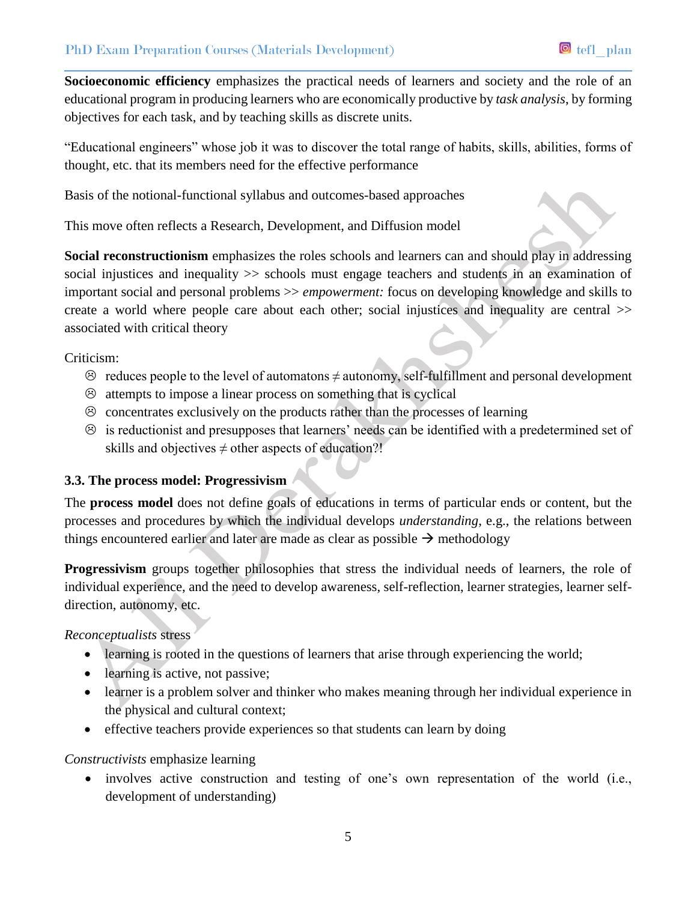**Socioeconomic efficiency** emphasizes the practical needs of learners and society and the role of an educational program in producing learners who are economically productive by *task analysis*, by forming objectives for each task, and by teaching skills as discrete units.

"Educational engineers" whose job it was to discover the total range of habits, skills, abilities, forms of thought, etc. that its members need for the effective performance

Basis of the notional-functional syllabus and outcomes-based approaches

This move often reflects a Research, Development, and Diffusion model

**Social reconstructionism** emphasizes the roles schools and learners can and should play in addressing social injustices and inequality >> schools must engage teachers and students in an examination of important social and personal problems >> *empowerment:* focus on developing knowledge and skills to create a world where people care about each other; social injustices and inequality are central >> associated with critical theory

Criticism:

- ☹ reduces people to the level of automatons ≠ autonomy, self-fulfillment and personal development
- ☹ attempts to impose a linear process on something that is cyclical
- ☹ concentrates exclusively on the products rather than the processes of learning
- ☹ is reductionist and presupposes that learners' needs can be identified with a predetermined set of skills and objectives ≠ other aspects of education?!

### 3.3. The process model: Progressivism

The **process model** does not define goals of educations in terms of particular ends or content, but the processes and procedures by which the individual develops *understanding*, e.g., the relations between things encountered earlier and later are made as clear as possible → methodology

**Progressivism** groups together philosophies that stress the individual needs of learners, the role of individual experience, and the need to develop awareness, self-reflection, learner strategies, learner self-direction, autonomy, etc.

*Reconceptualists* stress

- learning is rooted in the questions of learners that arise through experiencing the world;
- learning is active, not passive;
- learner is a problem solver and thinker who makes meaning through her individual experience in the physical and cultural context;
- effective teachers provide experiences so that students can learn by doing

*Constructivists* emphasize learning

- involves active construction and testing of one's own representation of the world (i.e., development of understanding)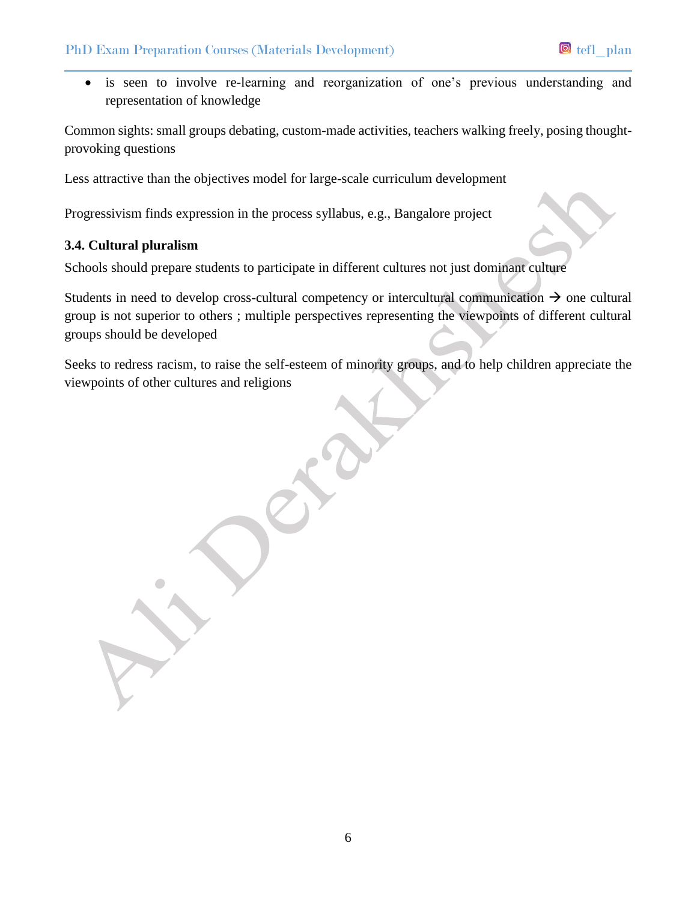- is seen to involve re-learning and reorganization of one's previous understanding and representation of knowledge

Common sights: small groups debating, custom-made activities, teachers walking freely, posing thought-provoking questions

Less attractive than the objectives model for large-scale curriculum development

Progressivism finds expression in the process syllabus, e.g., Bangalore project

### 3.4. Cultural pluralism

Schools should prepare students to participate in different cultures not just dominant culture

Students in need to develop cross-cultural competency or intercultural communication → one cultural group is not superior to others ; multiple perspectives representing the viewpoints of different cultural groups should be developed

Seeks to redress racism, to raise the self-esteem of minority groups, and to help children appreciate the viewpoints of other cultures and religions